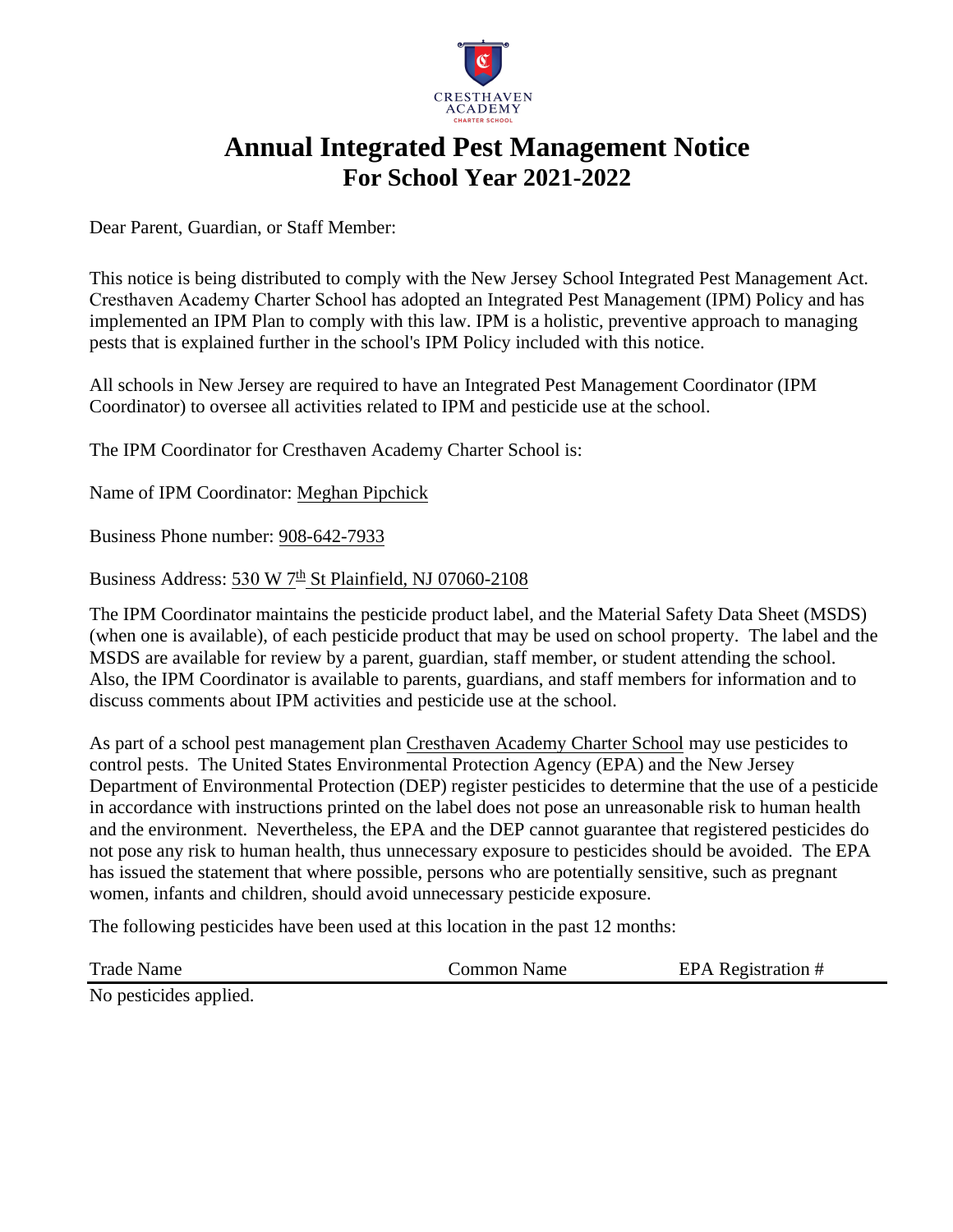CRESTHAVEN ACADEMY
CHARTER SCHOOL

# Annual Integrated Pest Management Notice
## For School Year 2021-2022

Dear Parent, Guardian, or Staff Member:

This notice is being distributed to comply with the New Jersey School Integrated Pest Management Act. Cresthaven Academy Charter School has adopted an Integrated Pest Management (IPM) Policy and has implemented an IPM Plan to comply with this law. IPM is a holistic, preventive approach to managing pests that is explained further in the school's IPM Policy included with this notice.

All schools in New Jersey are required to have an Integrated Pest Management Coordinator (IPM Coordinator) to oversee all activities related to IPM and pesticide use at the school.

The IPM Coordinator for Cresthaven Academy Charter School is:

Name of IPM Coordinator: Meghan Pipchick

Business Phone number: 908-642-7933

Business Address: 530 W 7th St Plainfield, NJ 07060-2108

The IPM Coordinator maintains the pesticide product label, and the Material Safety Data Sheet (MSDS) (when one is available), of each pesticide product that may be used on school property. The label and the MSDS are available for review by a parent, guardian, staff member, or student attending the school. Also, the IPM Coordinator is available to parents, guardians, and staff members for information and to discuss comments about IPM activities and pesticide use at the school.

As part of a school pest management plan Cresthaven Academy Charter School may use pesticides to control pests. The United States Environmental Protection Agency (EPA) and the New Jersey Department of Environmental Protection (DEP) register pesticides to determine that the use of a pesticide in accordance with instructions printed on the label does not pose an unreasonable risk to human health and the environment. Nevertheless, the EPA and the DEP cannot guarantee that registered pesticides do not pose any risk to human health, thus unnecessary exposure to pesticides should be avoided. The EPA has issued the statement that where possible, persons who are potentially sensitive, such as pregnant women, infants and children, should avoid unnecessary pesticide exposure.

The following pesticides have been used at this location in the past 12 months:

| Trade Name | Common Name | EPA Registration # |
|---|---|---|
| No pesticides applied. | | |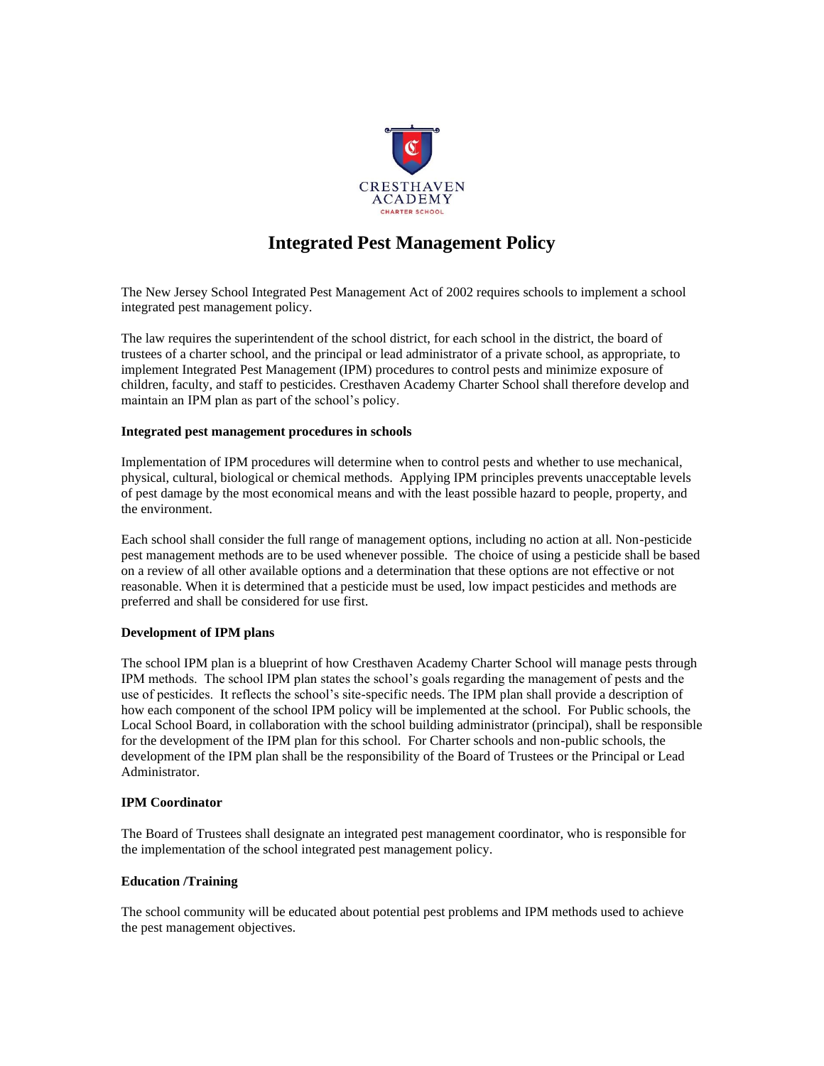# Integrated Pest Management Policy

The New Jersey School Integrated Pest Management Act of 2002 requires schools to implement a school integrated pest management policy.

The law requires the superintendent of the school district, for each school in the district, the board of trustees of a charter school, and the principal or lead administrator of a private school, as appropriate, to implement Integrated Pest Management (IPM) procedures to control pests and minimize exposure of children, faculty, and staff to pesticides. Cresthaven Academy Charter School shall therefore develop and maintain an IPM plan as part of the school's policy.

**Integrated pest management procedures in schools**

Implementation of IPM procedures will determine when to control pests and whether to use mechanical, physical, cultural, biological or chemical methods. Applying IPM principles prevents unacceptable levels of pest damage by the most economical means and with the least possible hazard to people, property, and the environment.

Each school shall consider the full range of management options, including no action at all. Non-pesticide pest management methods are to be used whenever possible. The choice of using a pesticide shall be based on a review of all other available options and a determination that these options are not effective or not reasonable. When it is determined that a pesticide must be used, low impact pesticides and methods are preferred and shall be considered for use first.

**Development of IPM plans**

The school IPM plan is a blueprint of how Cresthaven Academy Charter School will manage pests through IPM methods. The school IPM plan states the school's goals regarding the management of pests and the use of pesticides. It reflects the school's site-specific needs. The IPM plan shall provide a description of how each component of the school IPM policy will be implemented at the school. For Public schools, the Local School Board, in collaboration with the school building administrator (principal), shall be responsible for the development of the IPM plan for this school. For Charter schools and non-public schools, the development of the IPM plan shall be the responsibility of the Board of Trustees or the Principal or Lead Administrator.

**IPM Coordinator**

The Board of Trustees shall designate an integrated pest management coordinator, who is responsible for the implementation of the school integrated pest management policy.

**Education /Training**

The school community will be educated about potential pest problems and IPM methods used to achieve the pest management objectives.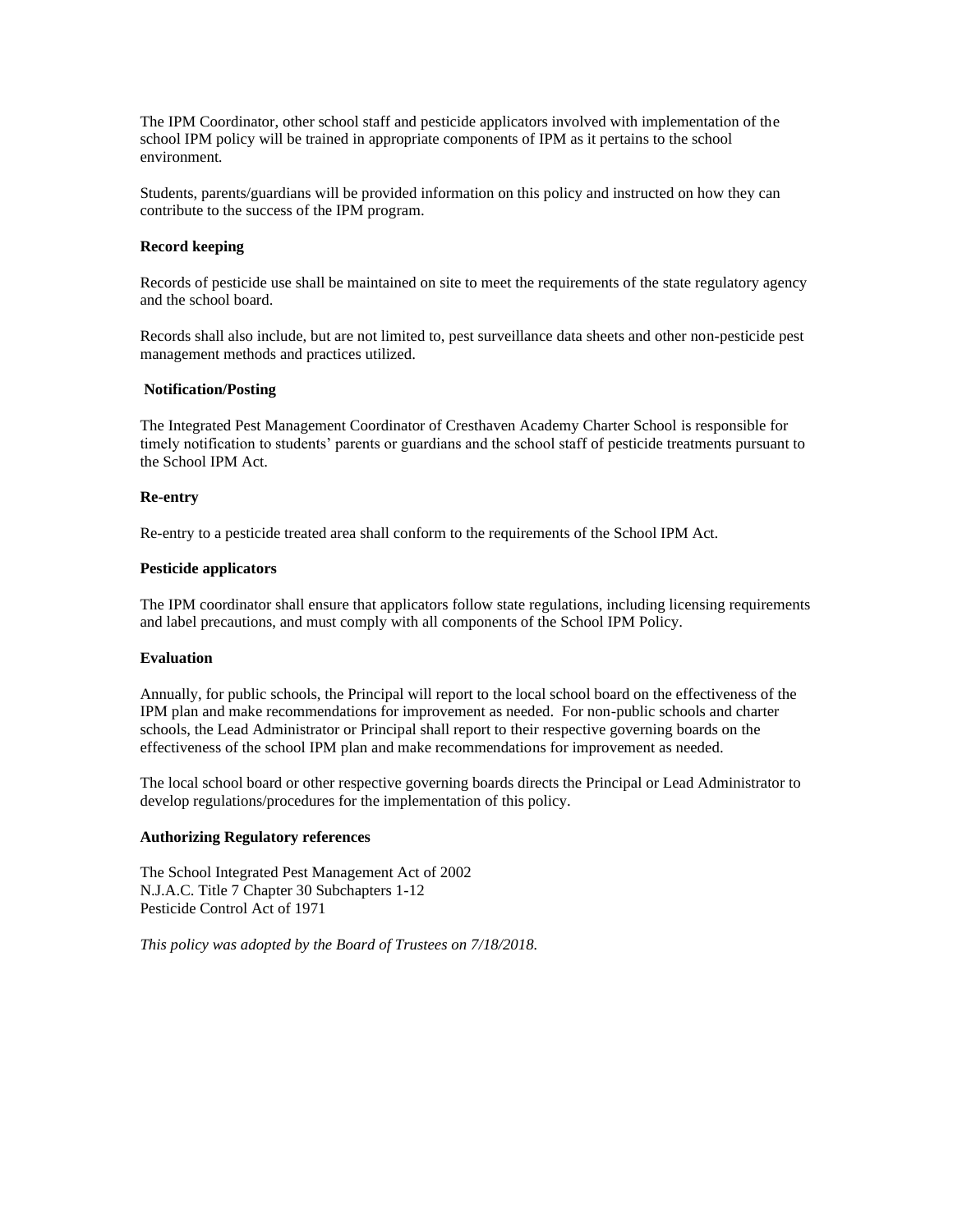The IPM Coordinator, other school staff and pesticide applicators involved with implementation of the school IPM policy will be trained in appropriate components of IPM as it pertains to the school environment.

Students, parents/guardians will be provided information on this policy and instructed on how they can contribute to the success of the IPM program.

**Record keeping**

Records of pesticide use shall be maintained on site to meet the requirements of the state regulatory agency and the school board.

Records shall also include, but are not limited to, pest surveillance data sheets and other non-pesticide pest management methods and practices utilized.

**Notification/Posting**

The Integrated Pest Management Coordinator of Cresthaven Academy Charter School is responsible for timely notification to students' parents or guardians and the school staff of pesticide treatments pursuant to the School IPM Act.

**Re-entry**

Re-entry to a pesticide treated area shall conform to the requirements of the School IPM Act.

**Pesticide applicators**

The IPM coordinator shall ensure that applicators follow state regulations, including licensing requirements and label precautions, and must comply with all components of the School IPM Policy.

**Evaluation**

Annually, for public schools, the Principal will report to the local school board on the effectiveness of the IPM plan and make recommendations for improvement as needed. For non-public schools and charter schools, the Lead Administrator or Principal shall report to their respective governing boards on the effectiveness of the school IPM plan and make recommendations for improvement as needed.

The local school board or other respective governing boards directs the Principal or Lead Administrator to develop regulations/procedures for the implementation of this policy.

**Authorizing Regulatory references**

The School Integrated Pest Management Act of 2002
N.J.A.C. Title 7 Chapter 30 Subchapters 1-12
Pesticide Control Act of 1971

*This policy was adopted by the Board of Trustees on 7/18/2018.*